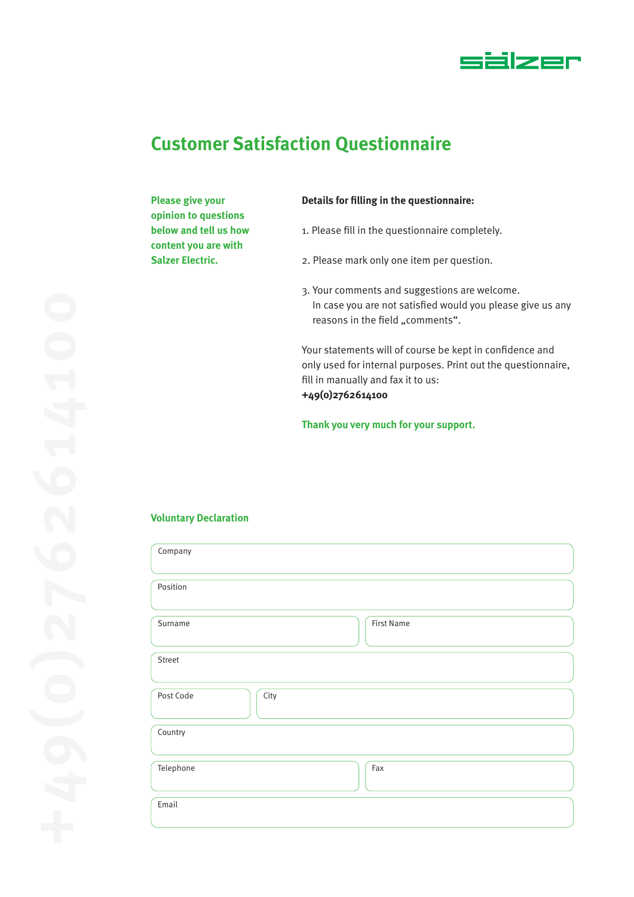sälzer

# Customer Satisfaction Questionnaire

**Please give your opinion to questions below and tell us how content you are with Salzer Electric.**

**Details for filling in the questionnaire:**

1. Please fill in the questionnaire completely.
2. Please mark only one item per question.
3. Your comments and suggestions are welcome. In case you are not satisfied would you please give us any reasons in the field „comments“.

Your statements will of course be kept in confidence and only used for internal purposes. Print out the questionnaire, fill in manually and fax it to us:
**+49(0)2762614100**

**Thank you very much for your support.**

## Voluntary Declaration

| Company | |
|---|---|
| Position | |
| Surname | First Name |
| Street | |
| Post Code | City |
| Country | |
| Telephone | Fax |
| Email | |

+49(0)2762614100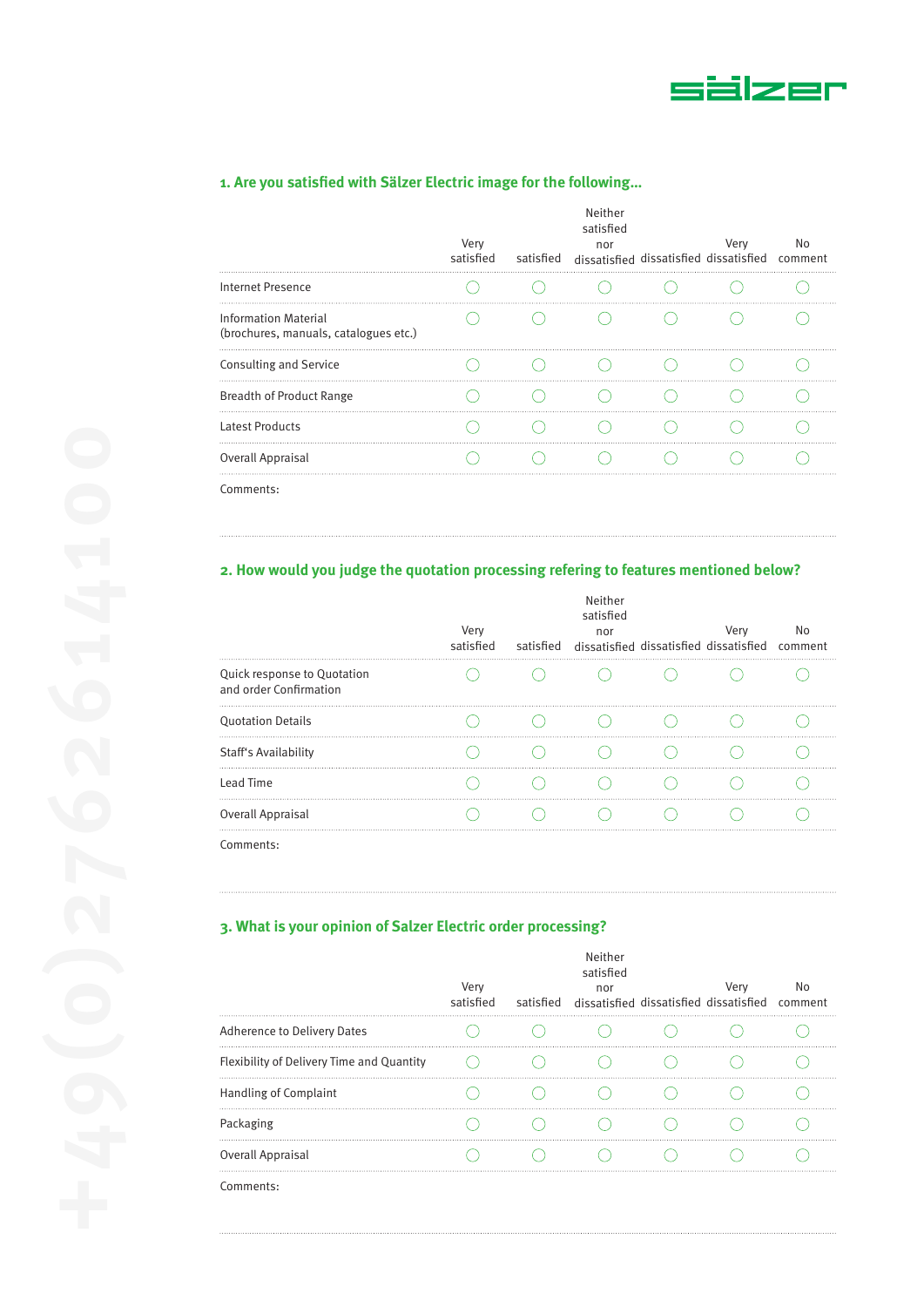### 1. Are you satisfied with Sälzer Electric image for the following...

| | Very satisfied | satisfied | Neither satisfied nor dissatisfied | dissatisfied | Very dissatisfied | No comment |
|---|---|---|---|---|---|---|
| Internet Presence | ◯ | ◯ | ◯ | ◯ | ◯ | ◯ |
| Information Material (brochures, manuals, catalogues etc.) | ◯ | ◯ | ◯ | ◯ | ◯ | ◯ |
| Consulting and Service | ◯ | ◯ | ◯ | ◯ | ◯ | ◯ |
| Breadth of Product Range | ◯ | ◯ | ◯ | ◯ | ◯ | ◯ |
| Latest Products | ◯ | ◯ | ◯ | ◯ | ◯ | ◯ |
| Overall Appraisal | ◯ | ◯ | ◯ | ◯ | ◯ | ◯ |

Comments:

### 2. How would you judge the quotation processing refering to features mentioned below?

| | Very satisfied | satisfied | Neither satisfied nor dissatisfied | dissatisfied | Very dissatisfied | No comment |
|---|---|---|---|---|---|---|
| Quick response to Quotation and order Confirmation | ◯ | ◯ | ◯ | ◯ | ◯ | ◯ |
| Quotation Details | ◯ | ◯ | ◯ | ◯ | ◯ | ◯ |
| Staff's Availability | ◯ | ◯ | ◯ | ◯ | ◯ | ◯ |
| Lead Time | ◯ | ◯ | ◯ | ◯ | ◯ | ◯ |
| Overall Appraisal | ◯ | ◯ | ◯ | ◯ | ◯ | ◯ |

Comments:

### 3. What is your opinion of Salzer Electric order processing?

| | Very satisfied | satisfied | Neither satisfied nor dissatisfied | dissatisfied | Very dissatisfied | No comment |
|---|---|---|---|---|---|---|
| Adherence to Delivery Dates | ◯ | ◯ | ◯ | ◯ | ◯ | ◯ |
| Flexibility of Delivery Time and Quantity | ◯ | ◯ | ◯ | ◯ | ◯ | ◯ |
| Handling of Complaint | ◯ | ◯ | ◯ | ◯ | ◯ | ◯ |
| Packaging | ◯ | ◯ | ◯ | ◯ | ◯ | ◯ |
| Overall Appraisal | ◯ | ◯ | ◯ | ◯ | ◯ | ◯ |

Comments: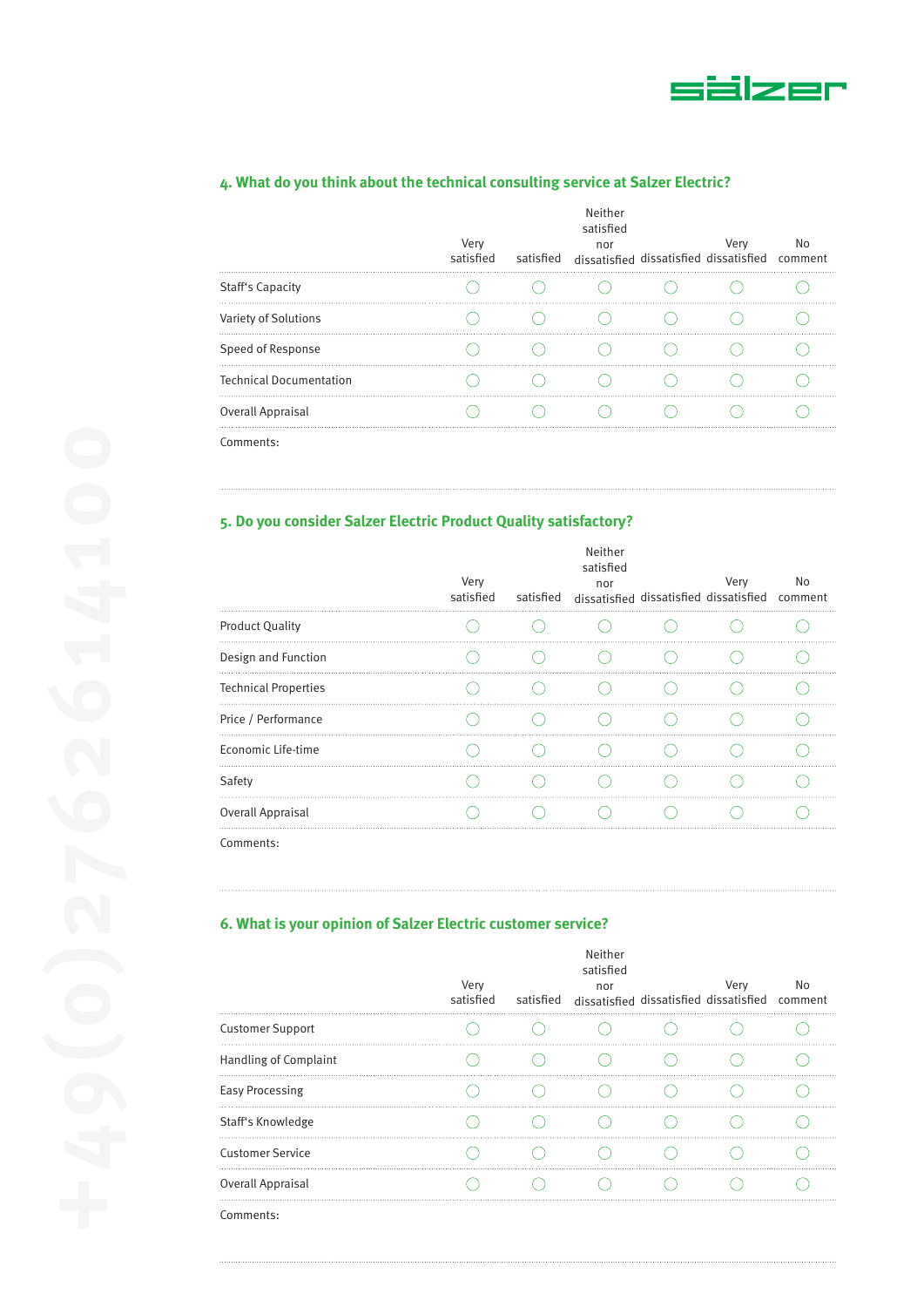## 4. What do you think about the technical consulting service at Salzer Electric?

| | Very satisfied | satisfied | Neither satisfied nor dissatisfied | dissatisfied | Very dissatisfied | No comment |
|---|---|---|---|---|---|---|
| Staff's Capacity | ◯ | ◯ | ◯ | ◯ | ◯ | ◯ |
| Variety of Solutions | ◯ | ◯ | ◯ | ◯ | ◯ | ◯ |
| Speed of Response | ◯ | ◯ | ◯ | ◯ | ◯ | ◯ |
| Technical Documentation | ◯ | ◯ | ◯ | ◯ | ◯ | ◯ |
| Overall Appraisal | ◯ | ◯ | ◯ | ◯ | ◯ | ◯ |

Comments:

## 5. Do you consider Salzer Electric Product Quality satisfactory?

| | Very satisfied | satisfied | Neither satisfied nor dissatisfied | dissatisfied | Very dissatisfied | No comment |
|---|---|---|---|---|---|---|
| Product Quality | ◯ | ◯ | ◯ | ◯ | ◯ | ◯ |
| Design and Function | ◯ | ◯ | ◯ | ◯ | ◯ | ◯ |
| Technical Properties | ◯ | ◯ | ◯ | ◯ | ◯ | ◯ |
| Price / Performance | ◯ | ◯ | ◯ | ◯ | ◯ | ◯ |
| Economic Life-time | ◯ | ◯ | ◯ | ◯ | ◯ | ◯ |
| Safety | ◯ | ◯ | ◯ | ◯ | ◯ | ◯ |
| Overall Appraisal | ◯ | ◯ | ◯ | ◯ | ◯ | ◯ |

Comments:

## 6. What is your opinion of Salzer Electric customer service?

| | Very satisfied | satisfied | Neither satisfied nor dissatisfied | dissatisfied | Very dissatisfied | No comment |
|---|---|---|---|---|---|---|
| Customer Support | ◯ | ◯ | ◯ | ◯ | ◯ | ◯ |
| Handling of Complaint | ◯ | ◯ | ◯ | ◯ | ◯ | ◯ |
| Easy Processing | ◯ | ◯ | ◯ | ◯ | ◯ | ◯ |
| Staff's Knowledge | ◯ | ◯ | ◯ | ◯ | ◯ | ◯ |
| Customer Service | ◯ | ◯ | ◯ | ◯ | ◯ | ◯ |
| Overall Appraisal | ◯ | ◯ | ◯ | ◯ | ◯ | ◯ |

Comments: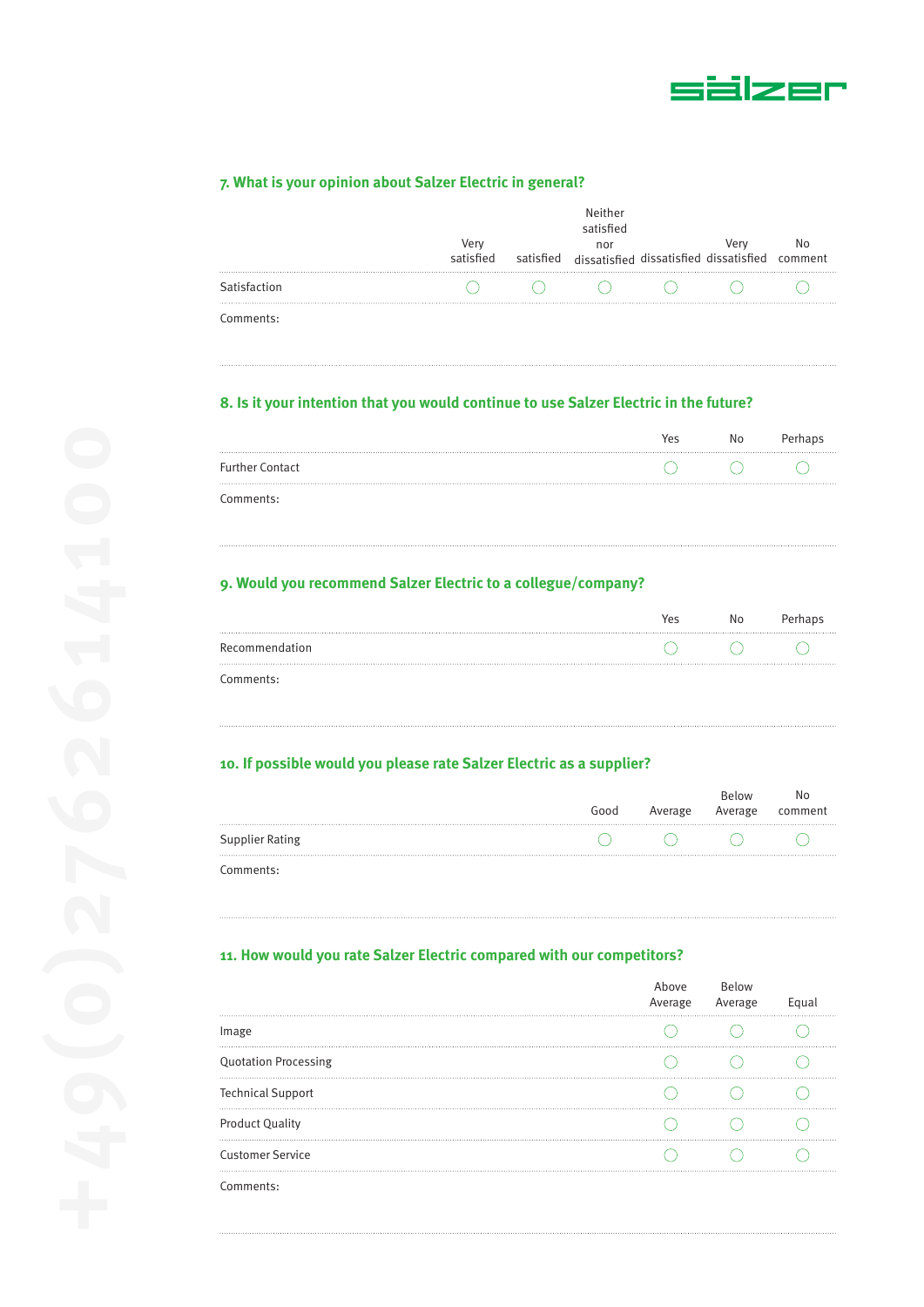## 7. What is your opinion about Salzer Electric in general?

| | Very satisfied | satisfied | Neither satisfied nor dissatisfied | dissatisfied | Very dissatisfied | No comment |
|---|---|---|---|---|---|---|
| Satisfaction | ◯ | ◯ | ◯ | ◯ | ◯ | ◯ |

Comments:

## 8. Is it your intention that you would continue to use Salzer Electric in the future?

| | Yes | No | Perhaps |
|---|---|---|---|
| Further Contact | ◯ | ◯ | ◯ |

Comments:

## 9. Would you recommend Salzer Electric to a collegue/company?

| | Yes | No | Perhaps |
|---|---|---|---|
| Recommendation | ◯ | ◯ | ◯ |

Comments:

## 10. If possible would you please rate Salzer Electric as a supplier?

| | Good | Average | Below Average | No comment |
|---|---|---|---|---|
| Supplier Rating | ◯ | ◯ | ◯ | ◯ |

Comments:

## 11. How would you rate Salzer Electric compared with our competitors?

| | Above Average | Below Average | Equal |
|---|---|---|---|
| Image | ◯ | ◯ | ◯ |
| Quotation Processing | ◯ | ◯ | ◯ |
| Technical Support | ◯ | ◯ | ◯ |
| Product Quality | ◯ | ◯ | ◯ |
| Customer Service | ◯ | ◯ | ◯ |

Comments:

+49(0)2762614100